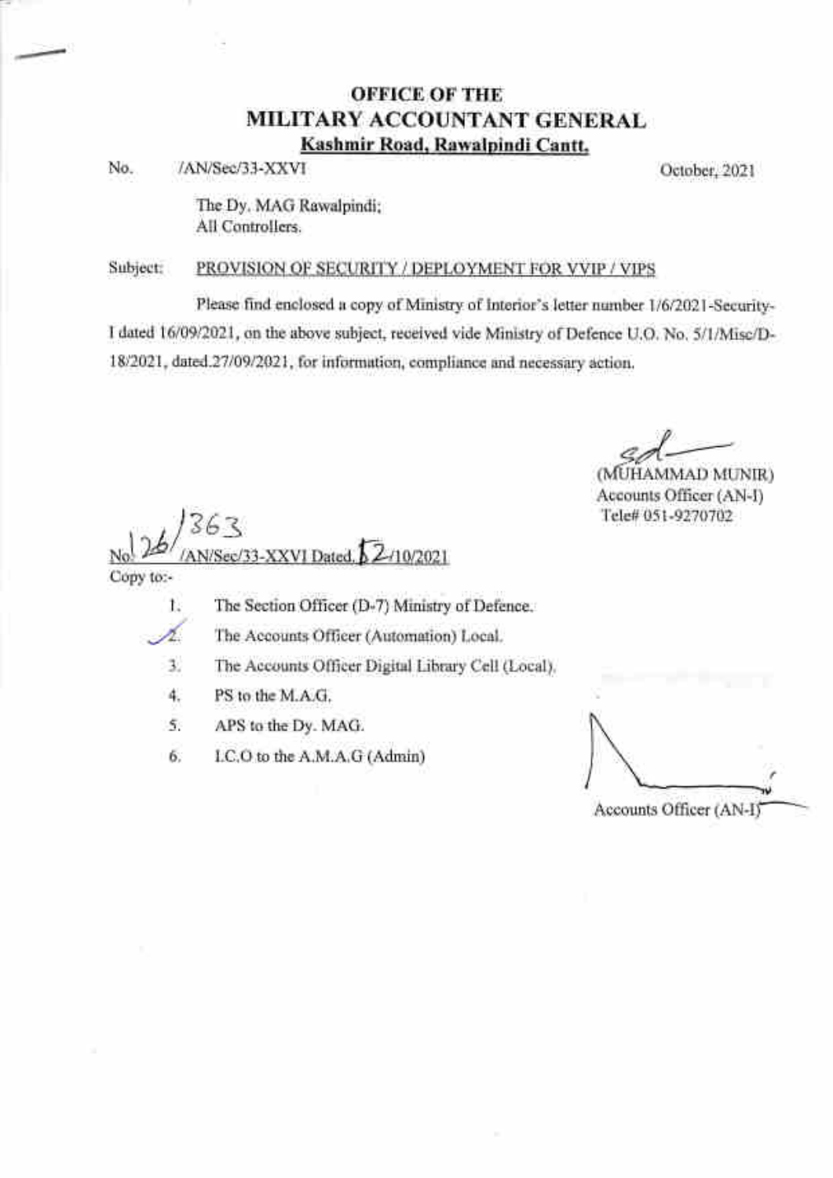# OFFICE OF THE
# MILITARY ACCOUNTANT GENERAL
**Kashmir Road, Rawalpindi Cantt.**

No. /AN/Sec/33-XXVI October, 2021

The Dy. MAG Rawalpindi;
All Controllers.

Subject: PROVISION OF SECURITY / DEPLOYMENT FOR VVIP / VIPS

Please find enclosed a copy of Ministry of Interior's letter number 1/6/2021-Security-I dated 16/09/2021, on the above subject, received vide Ministry of Defence U.O. No. 5/1/Misc/D-18/2021, dated.27/09/2021, for information, compliance and necessary action.

sd

(MUHAMMAD MUNIR)
Accounts Officer (AN-I)
Tele# 051-9270702

No. 26/363/AN/Sec/33-XXVI Dated. 12/10/2021

Copy to:-

1. The Section Officer (D-7) Ministry of Defence.
2. The Accounts Officer (Automation) Local.
3. The Accounts Officer Digital Library Cell (Local).
4. PS to the M.A.G.
5. APS to the Dy. MAG.
6. I.C.O to the A.M.A.G (Admin)

Accounts Officer (AN-I)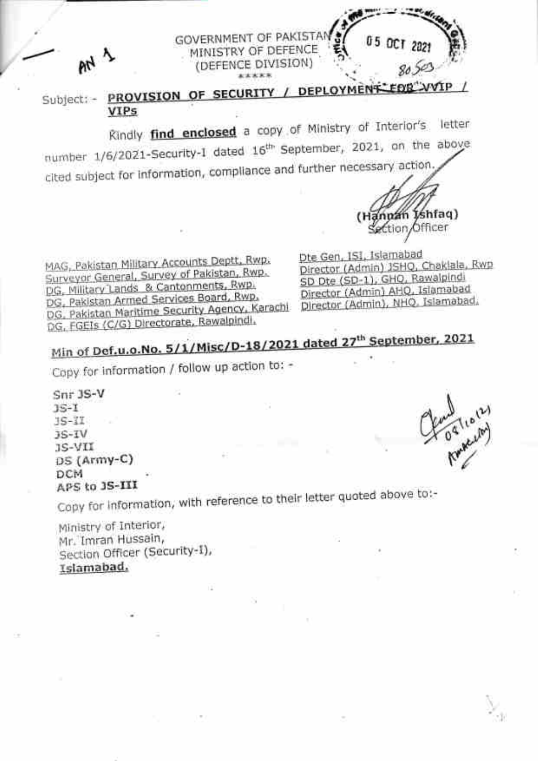AN 1

GOVERNMENT OF PAKISTAN
MINISTRY OF DEFENCE
(DEFENCE DIVISION)
\*\*\*\*\*

05 OCT 2021
8053

Subject: - **PROVISION OF SECURITY / DEPLOYMENT FOR VVIP / VIPs**

Kindly **find enclosed** a copy of Ministry of Interior's letter number 1/6/2021-Security-I dated 16th September, 2021, on the above cited subject for information, compliance and further necessary action.

(Hannan Ishfaq)
Section Officer

MAG, Pakistan Military Accounts Deptt, Rwp.
Surveyor General, Survey of Pakistan, Rwp.
DG, Military Lands & Cantonments, Rwp.
DG, Pakistan Armed Services Board, Rwp.
DG, Pakistan Maritime Security Agency, Karachi
DG, FGEIs (C/G) Directorate, Rawalpindi.

Dte Gen, ISI, Islamabad
Director (Admin) JSHQ, Chaklala, Rwp
SD Dte (SD-1), GHQ, Rawalpindi
Director (Admin) AHQ, Islamabad
Director (Admin), NHQ, Islamabad.

**Min of Def.u.o.No. 5/1/Misc/D-18/2021 dated 27th September, 2021**

Copy for information / follow up action to: -

Snr JS-V
JS-I
JS-II
JS-IV
JS-VII
DS (Army-C)
DCM
APS to JS-III

Copy for information, with reference to their letter quoted above to:-

Ministry of Interior,
Mr. Imran Hussain,
Section Officer (Security-I),
Islamabad.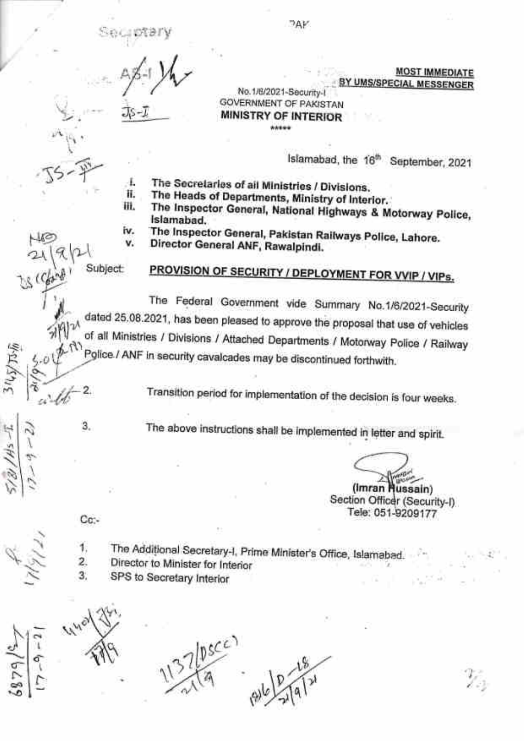**MOST IMMEDIATE**
**BY UMS/SPECIAL MESSENGER**

No.1/6/2021-Security-I
GOVERNMENT OF PAKISTAN
**MINISTRY OF INTERIOR**
\*\*\*\*\*

Islamabad, the 16th September, 2021

i. **The Secretaries of all Ministries / Divisions.**
ii. **The Heads of Departments, Ministry of Interior.**
iii. **The Inspector General, National Highways & Motorway Police, Islamabad.**
iv. **The Inspector General, Pakistan Railways Police, Lahore.**
v. **Director General ANF, Rawalpindi.**

Subject: **PROVISION OF SECURITY / DEPLOYMENT FOR VVIP / VIPs.**

The Federal Government vide Summary No.1/6/2021-Security dated 25.08.2021, has been pleased to approve the proposal that use of vehicles of all Ministries / Divisions / Attached Departments / Motorway Police / Railway Police / ANF in security cavalcades may be discontinued forthwith.

2. Transition period for implementation of the decision is four weeks.

3. The above instructions shall be implemented in letter and spirit.

(Imran Hussain)
Section Officer (Security-I)
Tele: 051-9209177

Cc:-

1. The Additional Secretary-I, Prime Minister's Office, Islamabad.
2. Director to Minister for Interior
3. SPS to Secretary Interior